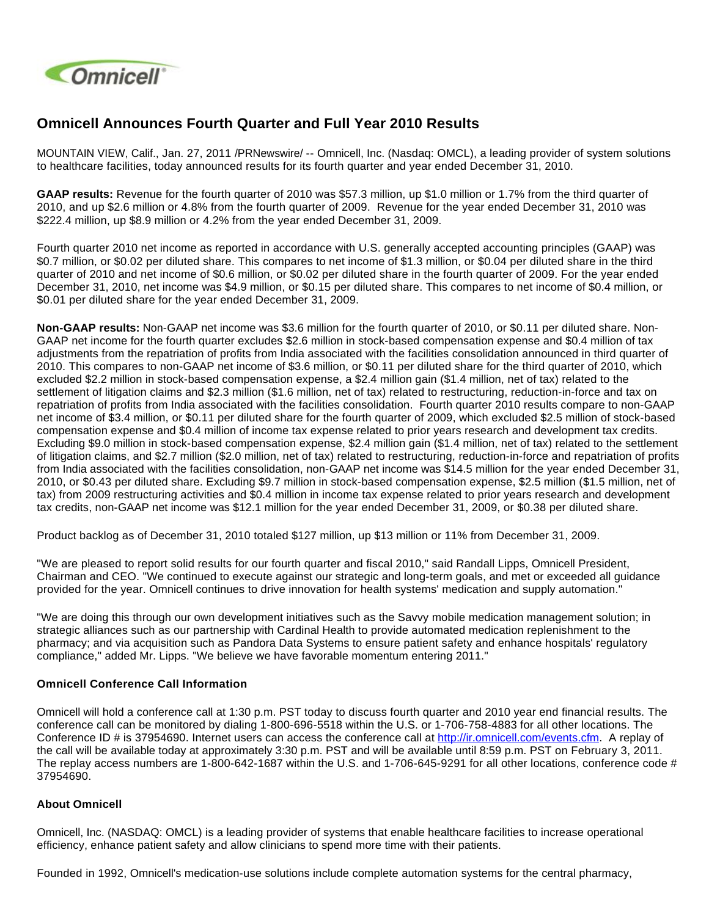# Omnicell Announces Fourth Quarter and Full Year 2010 Results

MOUNTAIN VIEW, Calif., Jan. 27, 2011 /PRNewswire/ -- Omnicell, Inc. (Nasdaq: OMCL), a leading provider of system solutions to healthcare facilities, today announced results for its fourth quarter and year ended December 31, 2010.

**GAAP results:** Revenue for the fourth quarter of 2010 was $57.3 million, up $1.0 million or 1.7% from the third quarter of 2010, and up $2.6 million or 4.8% from the fourth quarter of 2009. Revenue for the year ended December 31, 2010 was $222.4 million, up $8.9 million or 4.2% from the year ended December 31, 2009.

Fourth quarter 2010 net income as reported in accordance with U.S. generally accepted accounting principles (GAAP) was $0.7 million, or $0.02 per diluted share. This compares to net income of $1.3 million, or $0.04 per diluted share in the third quarter of 2010 and net income of $0.6 million, or $0.02 per diluted share in the fourth quarter of 2009. For the year ended December 31, 2010, net income was $4.9 million, or $0.15 per diluted share. This compares to net income of $0.4 million, or $0.01 per diluted share for the year ended December 31, 2009.

**Non-GAAP results:** Non-GAAP net income was $3.6 million for the fourth quarter of 2010, or $0.11 per diluted share. Non-GAAP net income for the fourth quarter excludes $2.6 million in stock-based compensation expense and $0.4 million of tax adjustments from the repatriation of profits from India associated with the facilities consolidation announced in third quarter of 2010. This compares to non-GAAP net income of $3.6 million, or $0.11 per diluted share for the third quarter of 2010, which excluded $2.2 million in stock-based compensation expense, a $2.4 million gain ($1.4 million, net of tax) related to the settlement of litigation claims and $2.3 million ($1.6 million, net of tax) related to restructuring, reduction-in-force and tax on repatriation of profits from India associated with the facilities consolidation. Fourth quarter 2010 results compare to non-GAAP net income of $3.4 million, or $0.11 per diluted share for the fourth quarter of 2009, which excluded $2.5 million of stock-based compensation expense and $0.4 million of income tax expense related to prior years research and development tax credits. Excluding $9.0 million in stock-based compensation expense, $2.4 million gain ($1.4 million, net of tax) related to the settlement of litigation claims, and $2.7 million ($2.0 million, net of tax) related to restructuring, reduction-in-force and repatriation of profits from India associated with the facilities consolidation, non-GAAP net income was $14.5 million for the year ended December 31, 2010, or $0.43 per diluted share. Excluding $9.7 million in stock-based compensation expense, $2.5 million ($1.5 million, net of tax) from 2009 restructuring activities and $0.4 million in income tax expense related to prior years research and development tax credits, non-GAAP net income was $12.1 million for the year ended December 31, 2009, or $0.38 per diluted share.

Product backlog as of December 31, 2010 totaled $127 million, up $13 million or 11% from December 31, 2009.

"We are pleased to report solid results for our fourth quarter and fiscal 2010," said Randall Lipps, Omnicell President, Chairman and CEO. "We continued to execute against our strategic and long-term goals, and met or exceeded all guidance provided for the year. Omnicell continues to drive innovation for health systems' medication and supply automation."

"We are doing this through our own development initiatives such as the Savvy mobile medication management solution; in strategic alliances such as our partnership with Cardinal Health to provide automated medication replenishment to the pharmacy; and via acquisition such as Pandora Data Systems to ensure patient safety and enhance hospitals' regulatory compliance," added Mr. Lipps. "We believe we have favorable momentum entering 2011."

### Omnicell Conference Call Information

Omnicell will hold a conference call at 1:30 p.m. PST today to discuss fourth quarter and 2010 year end financial results. The conference call can be monitored by dialing 1-800-696-5518 within the U.S. or 1-706-758-4883 for all other locations. The Conference ID # is 37954690. Internet users can access the conference call at http://ir.omnicell.com/events.cfm. A replay of the call will be available today at approximately 3:30 p.m. PST and will be available until 8:59 p.m. PST on February 3, 2011. The replay access numbers are 1-800-642-1687 within the U.S. and 1-706-645-9291 for all other locations, conference code # 37954690.

### About Omnicell

Omnicell, Inc. (NASDAQ: OMCL) is a leading provider of systems that enable healthcare facilities to increase operational efficiency, enhance patient safety and allow clinicians to spend more time with their patients.

Founded in 1992, Omnicell's medication-use solutions include complete automation systems for the central pharmacy,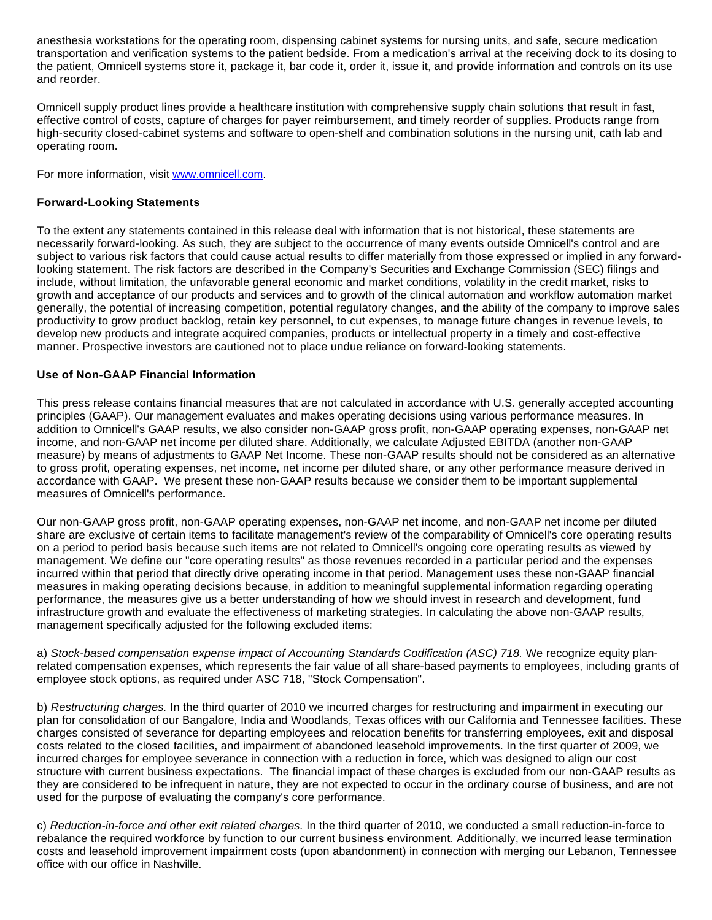anesthesia workstations for the operating room, dispensing cabinet systems for nursing units, and safe, secure medication transportation and verification systems to the patient bedside. From a medication's arrival at the receiving dock to its dosing to the patient, Omnicell systems store it, package it, bar code it, order it, issue it, and provide information and controls on its use and reorder.

Omnicell supply product lines provide a healthcare institution with comprehensive supply chain solutions that result in fast, effective control of costs, capture of charges for payer reimbursement, and timely reorder of supplies. Products range from high-security closed-cabinet systems and software to open-shelf and combination solutions in the nursing unit, cath lab and operating room.

For more information, visit [www.omnicell.com](http://www.omnicell.com).

**Forward-Looking Statements**

To the extent any statements contained in this release deal with information that is not historical, these statements are necessarily forward-looking. As such, they are subject to the occurrence of many events outside Omnicell's control and are subject to various risk factors that could cause actual results to differ materially from those expressed or implied in any forward-looking statement. The risk factors are described in the Company's Securities and Exchange Commission (SEC) filings and include, without limitation, the unfavorable general economic and market conditions, volatility in the credit market, risks to growth and acceptance of our products and services and to growth of the clinical automation and workflow automation market generally, the potential of increasing competition, potential regulatory changes, and the ability of the company to improve sales productivity to grow product backlog, retain key personnel, to cut expenses, to manage future changes in revenue levels, to develop new products and integrate acquired companies, products or intellectual property in a timely and cost-effective manner. Prospective investors are cautioned not to place undue reliance on forward-looking statements.

**Use of Non-GAAP Financial Information**

This press release contains financial measures that are not calculated in accordance with U.S. generally accepted accounting principles (GAAP). Our management evaluates and makes operating decisions using various performance measures. In addition to Omnicell's GAAP results, we also consider non-GAAP gross profit, non-GAAP operating expenses, non-GAAP net income, and non-GAAP net income per diluted share. Additionally, we calculate Adjusted EBITDA (another non-GAAP measure) by means of adjustments to GAAP Net Income. These non-GAAP results should not be considered as an alternative to gross profit, operating expenses, net income, net income per diluted share, or any other performance measure derived in accordance with GAAP. We present these non-GAAP results because we consider them to be important supplemental measures of Omnicell's performance.

Our non-GAAP gross profit, non-GAAP operating expenses, non-GAAP net income, and non-GAAP net income per diluted share are exclusive of certain items to facilitate management's review of the comparability of Omnicell's core operating results on a period to period basis because such items are not related to Omnicell's ongoing core operating results as viewed by management. We define our "core operating results" as those revenues recorded in a particular period and the expenses incurred within that period that directly drive operating income in that period. Management uses these non-GAAP financial measures in making operating decisions because, in addition to meaningful supplemental information regarding operating performance, the measures give us a better understanding of how we should invest in research and development, fund infrastructure growth and evaluate the effectiveness of marketing strategies. In calculating the above non-GAAP results, management specifically adjusted for the following excluded items:

a) *Stock-based compensation expense impact of Accounting Standards Codification (ASC) 718.* We recognize equity plan-related compensation expenses, which represents the fair value of all share-based payments to employees, including grants of employee stock options, as required under ASC 718, "Stock Compensation".

b) *Restructuring charges.* In the third quarter of 2010 we incurred charges for restructuring and impairment in executing our plan for consolidation of our Bangalore, India and Woodlands, Texas offices with our California and Tennessee facilities. These charges consisted of severance for departing employees and relocation benefits for transferring employees, exit and disposal costs related to the closed facilities, and impairment of abandoned leasehold improvements. In the first quarter of 2009, we incurred charges for employee severance in connection with a reduction in force, which was designed to align our cost structure with current business expectations. The financial impact of these charges is excluded from our non-GAAP results as they are considered to be infrequent in nature, they are not expected to occur in the ordinary course of business, and are not used for the purpose of evaluating the company's core performance.

c) *Reduction-in-force and other exit related charges.* In the third quarter of 2010, we conducted a small reduction-in-force to rebalance the required workforce by function to our current business environment. Additionally, we incurred lease termination costs and leasehold improvement impairment costs (upon abandonment) in connection with merging our Lebanon, Tennessee office with our office in Nashville.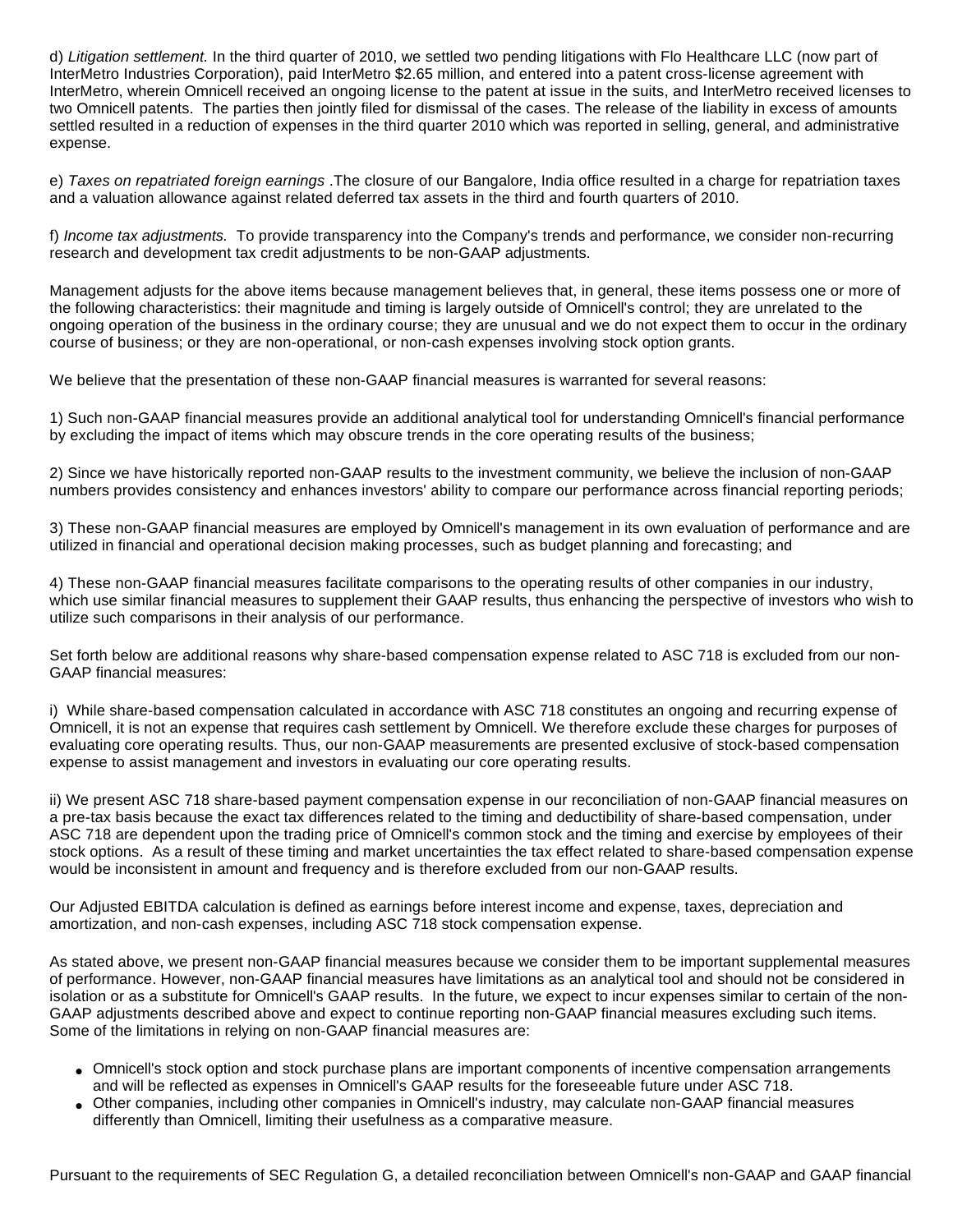d) *Litigation settlement.* In the third quarter of 2010, we settled two pending litigations with Flo Healthcare LLC (now part of InterMetro Industries Corporation), paid InterMetro $2.65 million, and entered into a patent cross-license agreement with InterMetro, wherein Omnicell received an ongoing license to the patent at issue in the suits, and InterMetro received licenses to two Omnicell patents. The parties then jointly filed for dismissal of the cases. The release of the liability in excess of amounts settled resulted in a reduction of expenses in the third quarter 2010 which was reported in selling, general, and administrative expense.

e) *Taxes on repatriated foreign earnings* .The closure of our Bangalore, India office resulted in a charge for repatriation taxes and a valuation allowance against related deferred tax assets in the third and fourth quarters of 2010.

f) *Income tax adjustments.* To provide transparency into the Company's trends and performance, we consider non-recurring research and development tax credit adjustments to be non-GAAP adjustments.

Management adjusts for the above items because management believes that, in general, these items possess one or more of the following characteristics: their magnitude and timing is largely outside of Omnicell's control; they are unrelated to the ongoing operation of the business in the ordinary course; they are unusual and we do not expect them to occur in the ordinary course of business; or they are non-operational, or non-cash expenses involving stock option grants.

We believe that the presentation of these non-GAAP financial measures is warranted for several reasons:

1) Such non-GAAP financial measures provide an additional analytical tool for understanding Omnicell's financial performance by excluding the impact of items which may obscure trends in the core operating results of the business;

2) Since we have historically reported non-GAAP results to the investment community, we believe the inclusion of non-GAAP numbers provides consistency and enhances investors' ability to compare our performance across financial reporting periods;

3) These non-GAAP financial measures are employed by Omnicell's management in its own evaluation of performance and are utilized in financial and operational decision making processes, such as budget planning and forecasting; and

4) These non-GAAP financial measures facilitate comparisons to the operating results of other companies in our industry, which use similar financial measures to supplement their GAAP results, thus enhancing the perspective of investors who wish to utilize such comparisons in their analysis of our performance.

Set forth below are additional reasons why share-based compensation expense related to ASC 718 is excluded from our non-GAAP financial measures:

i) While share-based compensation calculated in accordance with ASC 718 constitutes an ongoing and recurring expense of Omnicell, it is not an expense that requires cash settlement by Omnicell. We therefore exclude these charges for purposes of evaluating core operating results. Thus, our non-GAAP measurements are presented exclusive of stock-based compensation expense to assist management and investors in evaluating our core operating results.

ii) We present ASC 718 share-based payment compensation expense in our reconciliation of non-GAAP financial measures on a pre-tax basis because the exact tax differences related to the timing and deductibility of share-based compensation, under ASC 718 are dependent upon the trading price of Omnicell's common stock and the timing and exercise by employees of their stock options. As a result of these timing and market uncertainties the tax effect related to share-based compensation expense would be inconsistent in amount and frequency and is therefore excluded from our non-GAAP results.

Our Adjusted EBITDA calculation is defined as earnings before interest income and expense, taxes, depreciation and amortization, and non-cash expenses, including ASC 718 stock compensation expense.

As stated above, we present non-GAAP financial measures because we consider them to be important supplemental measures of performance. However, non-GAAP financial measures have limitations as an analytical tool and should not be considered in isolation or as a substitute for Omnicell's GAAP results. In the future, we expect to incur expenses similar to certain of the non-GAAP adjustments described above and expect to continue reporting non-GAAP financial measures excluding such items. Some of the limitations in relying on non-GAAP financial measures are:

- Omnicell's stock option and stock purchase plans are important components of incentive compensation arrangements and will be reflected as expenses in Omnicell's GAAP results for the foreseeable future under ASC 718.
- Other companies, including other companies in Omnicell's industry, may calculate non-GAAP financial measures differently than Omnicell, limiting their usefulness as a comparative measure.

Pursuant to the requirements of SEC Regulation G, a detailed reconciliation between Omnicell's non-GAAP and GAAP financial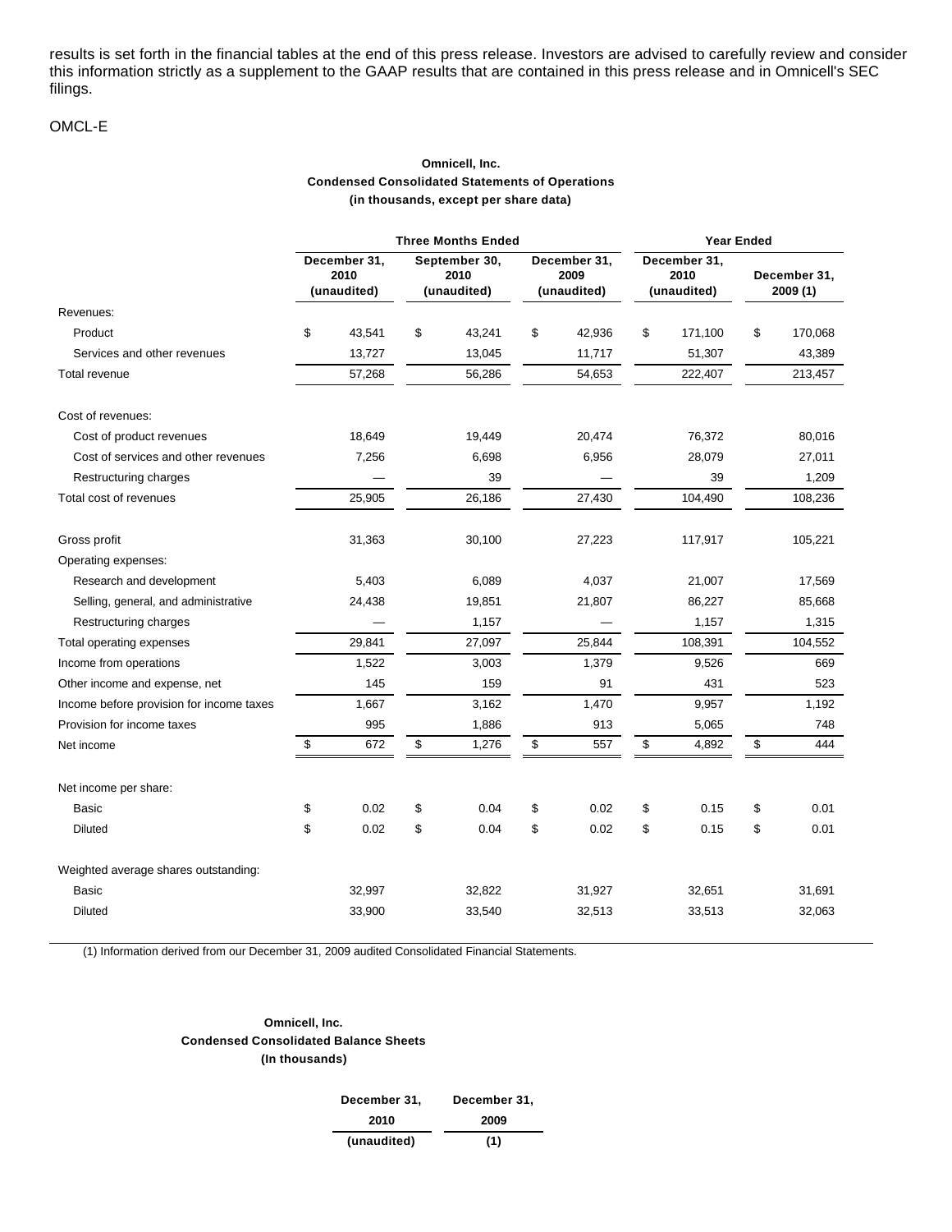results is set forth in the financial tables at the end of this press release. Investors are advised to carefully review and consider this information strictly as a supplement to the GAAP results that are contained in this press release and in Omnicell's SEC filings.

OMCL-E

**Omnicell, Inc.**
**Condensed Consolidated Statements of Operations**
**(in thousands, except per share data)**

| | Three Months Ended | | | Year Ended | |
|---|---|---|---|---|---|
| | December 31, 2010 (unaudited) | September 30, 2010 (unaudited) | December 31, 2009 (unaudited) | December 31, 2010 (unaudited) | December 31, 2009 (1) |
| Revenues: | | | | | |
| Product | $ 43,541 | $ 43,241 | $ 42,936 | $ 171,100 | $ 170,068 |
| Services and other revenues | 13,727 | 13,045 | 11,717 | 51,307 | 43,389 |
| Total revenue | 57,268 | 56,286 | 54,653 | 222,407 | 213,457 |
| Cost of revenues: | | | | | |
| Cost of product revenues | 18,649 | 19,449 | 20,474 | 76,372 | 80,016 |
| Cost of services and other revenues | 7,256 | 6,698 | 6,956 | 28,079 | 27,011 |
| Restructuring charges | — | 39 | — | 39 | 1,209 |
| Total cost of revenues | 25,905 | 26,186 | 27,430 | 104,490 | 108,236 |
| Gross profit | 31,363 | 30,100 | 27,223 | 117,917 | 105,221 |
| Operating expenses: | | | | | |
| Research and development | 5,403 | 6,089 | 4,037 | 21,007 | 17,569 |
| Selling, general, and administrative | 24,438 | 19,851 | 21,807 | 86,227 | 85,668 |
| Restructuring charges | — | 1,157 | — | 1,157 | 1,315 |
| Total operating expenses | 29,841 | 27,097 | 25,844 | 108,391 | 104,552 |
| Income from operations | 1,522 | 3,003 | 1,379 | 9,526 | 669 |
| Other income and expense, net | 145 | 159 | 91 | 431 | 523 |
| Income before provision for income taxes | 1,667 | 3,162 | 1,470 | 9,957 | 1,192 |
| Provision for income taxes | 995 | 1,886 | 913 | 5,065 | 748 |
| Net income | $ 672 | $ 1,276 | $ 557 | $ 4,892 | $ 444 |
| Net income per share: | | | | | |
| Basic | $ 0.02 | $ 0.04 | $ 0.02 | $ 0.15 | $ 0.01 |
| Diluted | $ 0.02 | $ 0.04 | $ 0.02 | $ 0.15 | $ 0.01 |
| Weighted average shares outstanding: | | | | | |
| Basic | 32,997 | 32,822 | 31,927 | 32,651 | 31,691 |
| Diluted | 33,900 | 33,540 | 32,513 | 33,513 | 32,063 |

(1) Information derived from our December 31, 2009 audited Consolidated Financial Statements.

**Omnicell, Inc.**
**Condensed Consolidated Balance Sheets**
**(In thousands)**

| | December 31, 2010 (unaudited) | December 31, 2009 (1) |
|---|---|---|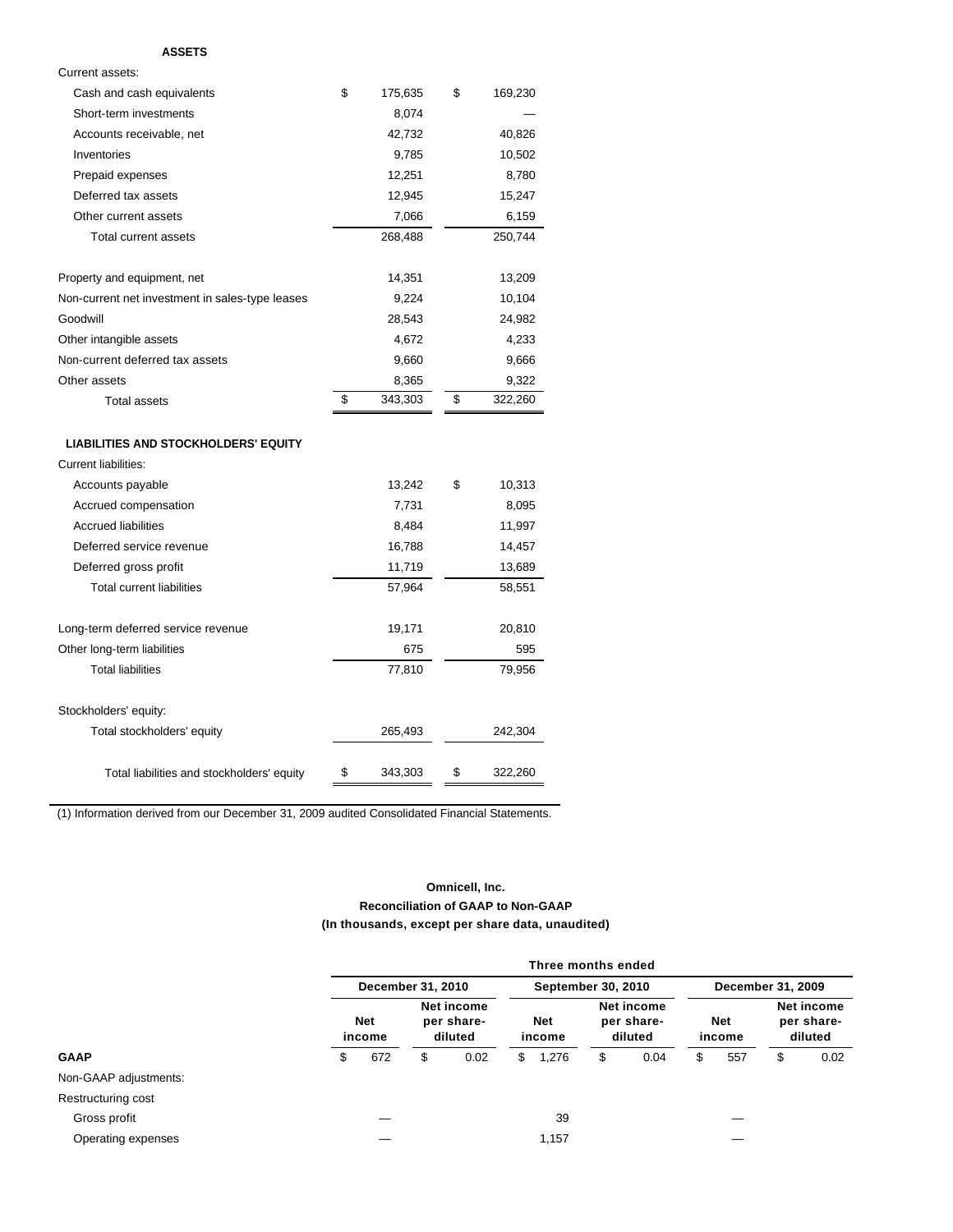**ASSETS**

| | | |
|---|---|---|
| Current assets: | | |
| Cash and cash equivalents | $ 175,635 | $ 169,230 |
| Short-term investments | 8,074 | — |
| Accounts receivable, net | 42,732 | 40,826 |
| Inventories | 9,785 | 10,502 |
| Prepaid expenses | 12,251 | 8,780 |
| Deferred tax assets | 12,945 | 15,247 |
| Other current assets | 7,066 | 6,159 |
| Total current assets | 268,488 | 250,744 |
| Property and equipment, net | 14,351 | 13,209 |
| Non-current net investment in sales-type leases | 9,224 | 10,104 |
| Goodwill | 28,543 | 24,982 |
| Other intangible assets | 4,672 | 4,233 |
| Non-current deferred tax assets | 9,660 | 9,666 |
| Other assets | 8,365 | 9,322 |
| Total assets | $ 343,303 | $ 322,260 |
| **LIABILITIES AND STOCKHOLDERS' EQUITY** | | |
| Current liabilities: | | |
| Accounts payable | 13,242 | $ 10,313 |
| Accrued compensation | 7,731 | 8,095 |
| Accrued liabilities | 8,484 | 11,997 |
| Deferred service revenue | 16,788 | 14,457 |
| Deferred gross profit | 11,719 | 13,689 |
| Total current liabilities | 57,964 | 58,551 |
| Long-term deferred service revenue | 19,171 | 20,810 |
| Other long-term liabilities | 675 | 595 |
| Total liabilities | 77,810 | 79,956 |
| Stockholders' equity: | | |
| Total stockholders' equity | 265,493 | 242,304 |
| Total liabilities and stockholders' equity | $ 343,303 | $ 322,260 |

(1) Information derived from our December 31, 2009 audited Consolidated Financial Statements.

**Omnicell, Inc.**
**Reconciliation of GAAP to Non-GAAP**
**(In thousands, except per share data, unaudited)**

| | Three months ended | | | | | |
|---|---|---|---|---|---|---|
| | December 31, 2010 | | September 30, 2010 | | December 31, 2009 | |
| | Net income | Net income per share-diluted | Net income | Net income per share-diluted | Net income | Net income per share-diluted |
| **GAAP** | $ 672 | $ 0.02 | $ 1,276 | $ 0.04 | $ 557 | $ 0.02 |
| Non-GAAP adjustments: | | | | | | |
| Restructuring cost | | | | | | |
| Gross profit | — | | 39 | | — | |
| Operating expenses | — | | 1,157 | | — | |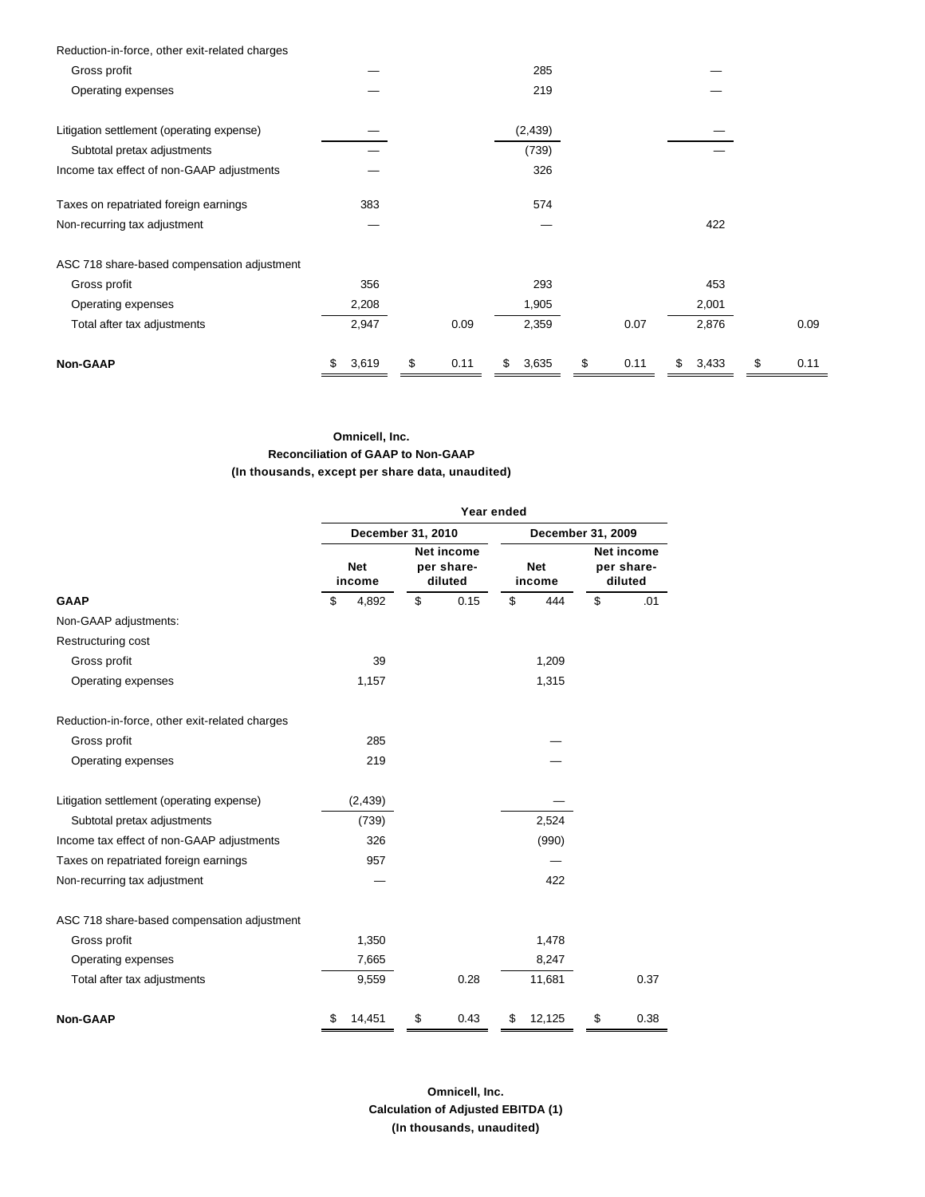| | | | | | | |
|---|---|---|---|---|---|---|
| Reduction-in-force, other exit-related charges | | | | | | |
| Gross profit | — | | 285 | | — | |
| Operating expenses | — | | 219 | | — | |
| Litigation settlement (operating expense) | — | | (2,439) | | — | |
| Subtotal pretax adjustments | — | | (739) | | — | |
| Income tax effect of non-GAAP adjustments | — | | 326 | | | |
| Taxes on repatriated foreign earnings | 383 | | 574 | | | |
| Non-recurring tax adjustment | — | | — | | 422 | |
| ASC 718 share-based compensation adjustment | | | | | | |
| Gross profit | 356 | | 293 | | 453 | |
| Operating expenses | 2,208 | | 1,905 | | 2,001 | |
| Total after tax adjustments | 2,947 | 0.09 | 2,359 | 0.07 | 2,876 | 0.09 |
| **Non-GAAP** | $ 3,619 | $ 0.11 | $ 3,635 | $ 0.11 | $ 3,433 | $ 0.11 |

**Omnicell, Inc.**
**Reconciliation of GAAP to Non-GAAP**
**(In thousands, except per share data, unaudited)**

| | Year ended | | | |
|---|---|---|---|---|
| | December 31, 2010 | | December 31, 2009 | |
| | Net income | Net income per share-diluted | Net income | Net income per share-diluted |
| **GAAP** | $ 4,892 | $ 0.15 | $ 444 | $ .01 |
| Non-GAAP adjustments: | | | | |
| Restructuring cost | | | | |
| Gross profit | 39 | | 1,209 | |
| Operating expenses | 1,157 | | 1,315 | |
| Reduction-in-force, other exit-related charges | | | | |
| Gross profit | 285 | | — | |
| Operating expenses | 219 | | — | |
| Litigation settlement (operating expense) | (2,439) | | — | |
| Subtotal pretax adjustments | (739) | | 2,524 | |
| Income tax effect of non-GAAP adjustments | 326 | | (990) | |
| Taxes on repatriated foreign earnings | 957 | | — | |
| Non-recurring tax adjustment | — | | 422 | |
| ASC 718 share-based compensation adjustment | | | | |
| Gross profit | 1,350 | | 1,478 | |
| Operating expenses | 7,665 | | 8,247 | |
| Total after tax adjustments | 9,559 | 0.28 | 11,681 | 0.37 |
| **Non-GAAP** | $ 14,451 | $ 0.43 | $ 12,125 | $ 0.38 |

**Omnicell, Inc.**
**Calculation of Adjusted EBITDA (1)**
**(In thousands, unaudited)**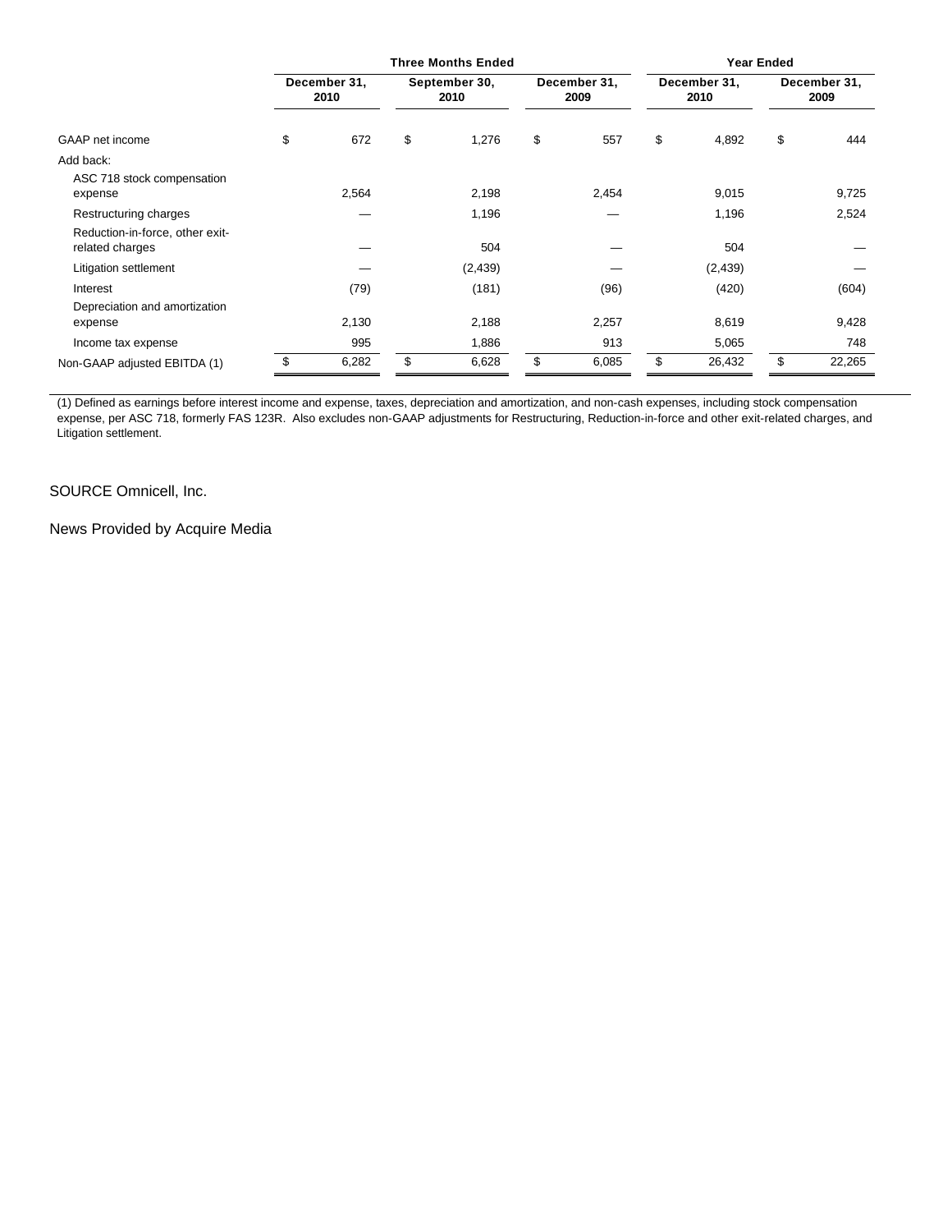| | Three Months Ended | | | Year Ended | |
|---|---|---|---|---|---|
| | December 31, 2010 | September 30, 2010 | December 31, 2009 | December 31, 2010 | December 31, 2009 |
| GAAP net income | $ 672 | $ 1,276 | $ 557 | $ 4,892 | $ 444 |
| Add back: | | | | | |
| ASC 718 stock compensation expense | 2,564 | 2,198 | 2,454 | 9,015 | 9,725 |
| Restructuring charges | — | 1,196 | — | 1,196 | 2,524 |
| Reduction-in-force, other exit-related charges | — | 504 | — | 504 | — |
| Litigation settlement | — | (2,439) | — | (2,439) | — |
| Interest | (79) | (181) | (96) | (420) | (604) |
| Depreciation and amortization expense | 2,130 | 2,188 | 2,257 | 8,619 | 9,428 |
| Income tax expense | 995 | 1,886 | 913 | 5,065 | 748 |
| Non-GAAP adjusted EBITDA (1) | $ 6,282 | $ 6,628 | $ 6,085 | $ 26,432 | $ 22,265 |

(1) Defined as earnings before interest income and expense, taxes, depreciation and amortization, and non-cash expenses, including stock compensation expense, per ASC 718, formerly FAS 123R. Also excludes non-GAAP adjustments for Restructuring, Reduction-in-force and other exit-related charges, and Litigation settlement.

SOURCE Omnicell, Inc.

News Provided by Acquire Media